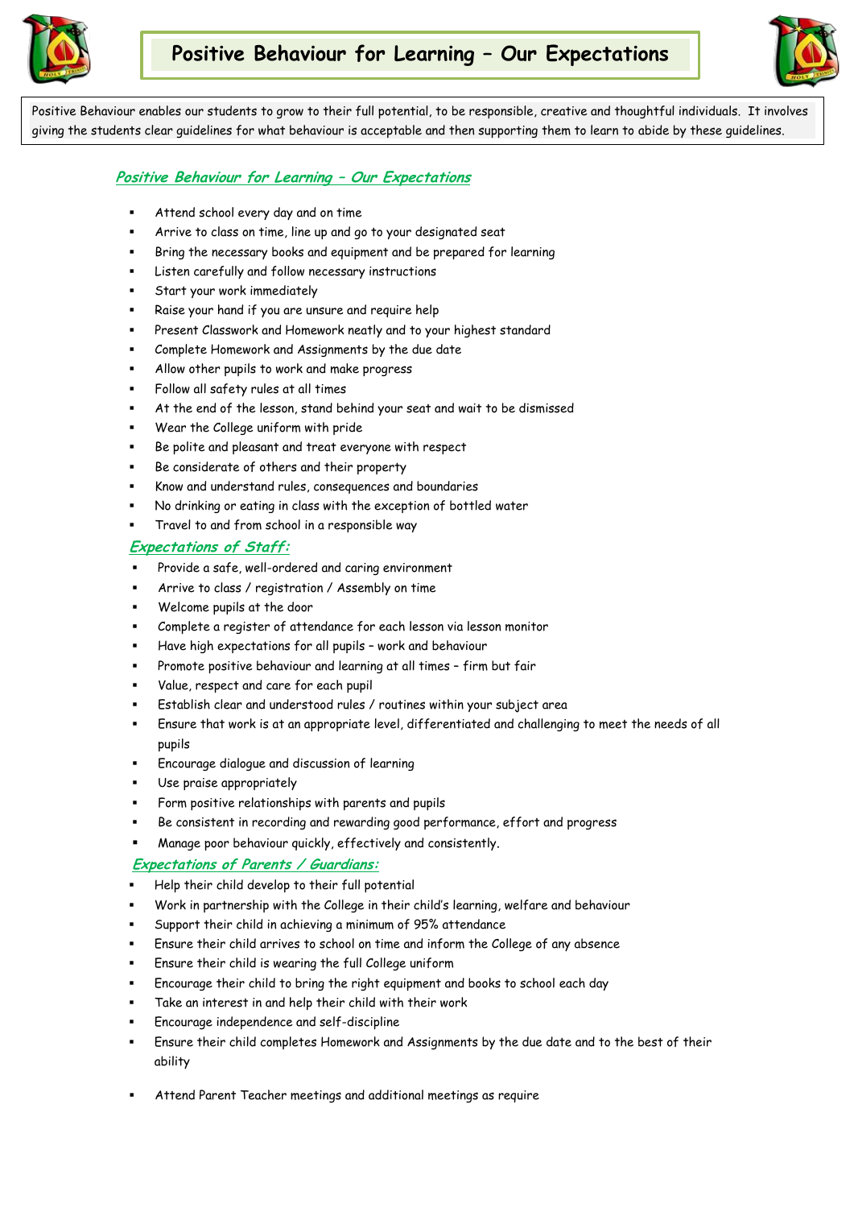# Positive Behaviour for Learning – Our Expectations

Positive Behaviour enables our students to grow to their full potential, to be responsible, creative and thoughtful individuals. It involves giving the students clear guidelines for what behaviour is acceptable and then supporting them to learn to abide by these guidelines.

## *Positive Behaviour for Learning – Our Expectations*

- Attend school every day and on time
- Arrive to class on time, line up and go to your designated seat
- Bring the necessary books and equipment and be prepared for learning
- Listen carefully and follow necessary instructions
- Start your work immediately
- Raise your hand if you are unsure and require help
- Present Classwork and Homework neatly and to your highest standard
- Complete Homework and Assignments by the due date
- Allow other pupils to work and make progress
- Follow all safety rules at all times
- At the end of the lesson, stand behind your seat and wait to be dismissed
- Wear the College uniform with pride
- Be polite and pleasant and treat everyone with respect
- Be considerate of others and their property
- Know and understand rules, consequences and boundaries
- No drinking or eating in class with the exception of bottled water
- Travel to and from school in a responsible way

## *Expectations of Staff:*

- Provide a safe, well-ordered and caring environment
- Arrive to class / registration / Assembly on time
- Welcome pupils at the door
- Complete a register of attendance for each lesson via lesson monitor
- Have high expectations for all pupils – work and behaviour
- Promote positive behaviour and learning at all times – firm but fair
- Value, respect and care for each pupil
- Establish clear and understood rules / routines within your subject area
- Ensure that work is at an appropriate level, differentiated and challenging to meet the needs of all pupils
- Encourage dialogue and discussion of learning
- Use praise appropriately
- Form positive relationships with parents and pupils
- Be consistent in recording and rewarding good performance, effort and progress
- Manage poor behaviour quickly, effectively and consistently.

## *Expectations of Parents / Guardians:*

- Help their child develop to their full potential
- Work in partnership with the College in their child's learning, welfare and behaviour
- Support their child in achieving a minimum of 95% attendance
- Ensure their child arrives to school on time and inform the College of any absence
- Ensure their child is wearing the full College uniform
- Encourage their child to bring the right equipment and books to school each day
- Take an interest in and help their child with their work
- Encourage independence and self-discipline
- Ensure their child completes Homework and Assignments by the due date and to the best of their ability
- Attend Parent Teacher meetings and additional meetings as require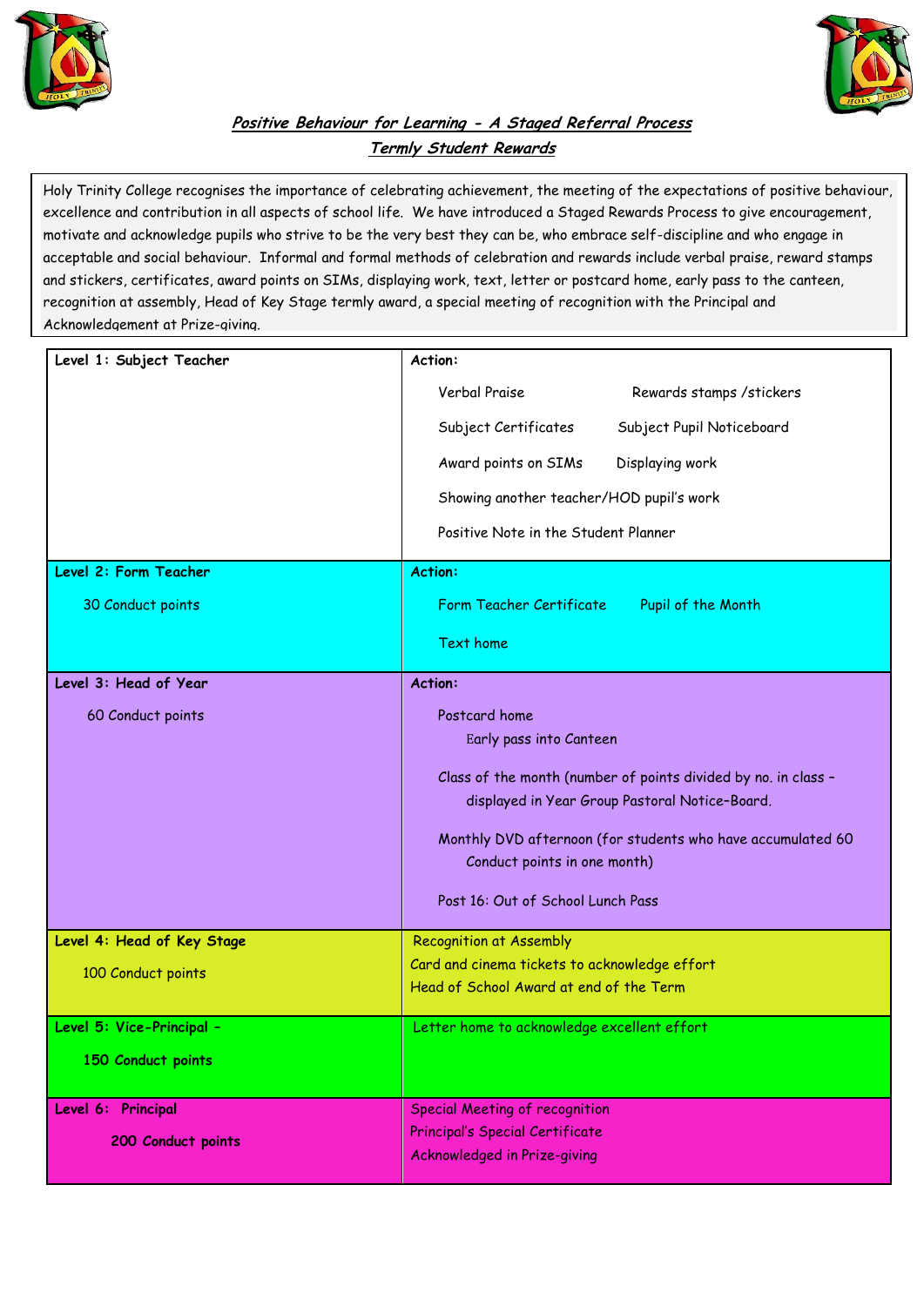## *Positive Behaviour for Learning - A Staged Referral Process*

### *Termly Student Rewards*

Holy Trinity College recognises the importance of celebrating achievement, the meeting of the expectations of positive behaviour, excellence and contribution in all aspects of school life. We have introduced a Staged Rewards Process to give encouragement, motivate and acknowledge pupils who strive to be the very best they can be, who embrace self-discipline and who engage in acceptable and social behaviour. Informal and formal methods of celebration and rewards include verbal praise, reward stamps and stickers, certificates, award points on SIMs, displaying work, text, letter or postcard home, early pass to the canteen, recognition at assembly, Head of Key Stage termly award, a special meeting of recognition with the Principal and Acknowledgement at Prize-giving.

| Level | Action |
| --- | --- |
| **Level 1: Subject Teacher** | **Action:**<br>Verbal Praise<br>Rewards stamps /stickers<br>Subject Certificates<br>Subject Pupil Noticeboard<br>Award points on SIMs<br>Displaying work<br>Showing another teacher/HOD pupil's work<br>Positive Note in the Student Planner |
| **Level 2: Form Teacher**<br>30 Conduct points | **Action:**<br>Form Teacher Certificate<br>Pupil of the Month<br>Text home |
| **Level 3: Head of Year**<br>60 Conduct points | **Action:**<br>Postcard home<br>Early pass into Canteen<br>Class of the month (number of points divided by no. in class – displayed in Year Group Pastoral Notice-Board.<br>Monthly DVD afternoon (for students who have accumulated 60 Conduct points in one month)<br>Post 16: Out of School Lunch Pass |
| **Level 4: Head of Key Stage**<br>100 Conduct points | Recognition at Assembly<br>Card and cinema tickets to acknowledge effort<br>Head of School Award at end of the Term |
| **Level 5: Vice-Principal –**<br>**150 Conduct points** | Letter home to acknowledge excellent effort |
| **Level 6: Principal**<br>**200 Conduct points** | Special Meeting of recognition<br>Principal's Special Certificate<br>Acknowledged in Prize-giving |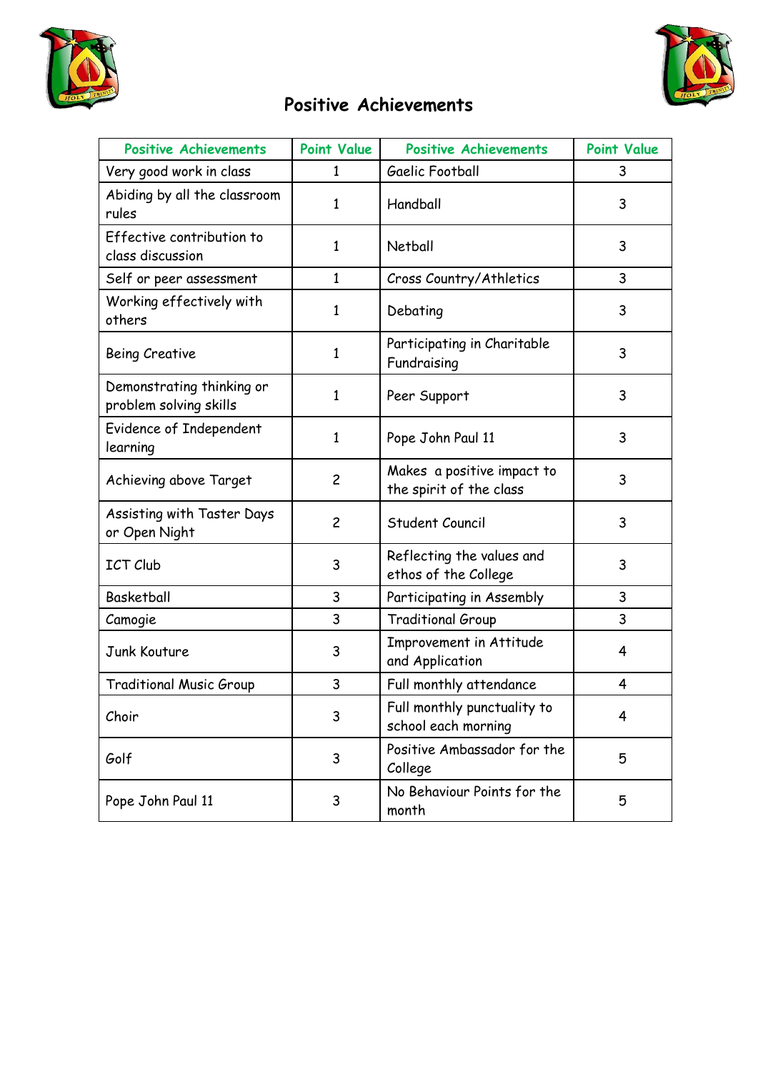# Positive Achievements

| Positive Achievements | Point Value | Positive Achievements | Point Value |
| --- | --- | --- | --- |
| Very good work in class | 1 | Gaelic Football | 3 |
| Abiding by all the classroom rules | 1 | Handball | 3 |
| Effective contribution to class discussion | 1 | Netball | 3 |
| Self or peer assessment | 1 | Cross Country/Athletics | 3 |
| Working effectively with others | 1 | Debating | 3 |
| Being Creative | 1 | Participating in Charitable Fundraising | 3 |
| Demonstrating thinking or problem solving skills | 1 | Peer Support | 3 |
| Evidence of Independent learning | 1 | Pope John Paul 11 | 3 |
| Achieving above Target | 2 | Makes a positive impact to the spirit of the class | 3 |
| Assisting with Taster Days or Open Night | 2 | Student Council | 3 |
| ICT Club | 3 | Reflecting the values and ethos of the College | 3 |
| Basketball | 3 | Participating in Assembly | 3 |
| Camogie | 3 | Traditional Group | 3 |
| Junk Kouture | 3 | Improvement in Attitude and Application | 4 |
| Traditional Music Group | 3 | Full monthly attendance | 4 |
| Choir | 3 | Full monthly punctuality to school each morning | 4 |
| Golf | 3 | Positive Ambassador for the College | 5 |
| Pope John Paul 11 | 3 | No Behaviour Points for the month | 5 |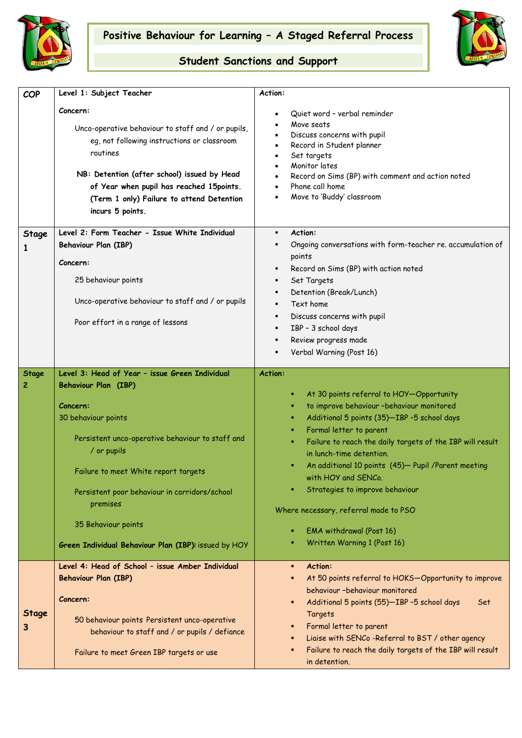# Positive Behaviour for Learning – A Staged Referral Process

## Student Sanctions and Support

| | | |
|---|---|---|
| **COP** | **Level 1: Subject Teacher**<br><br>**Concern:**<br><br>Unco-operative behaviour to staff and / or pupils, eg, not following instructions or classroom routines<br><br>**NB: Detention (after school) issued by Head of Year when pupil has reached 15points. (Term 1 only) Failure to attend Detention incurs 5 points.** | **Action:**<br><br>• Quiet word – verbal reminder<br>• Move seats<br>• Discuss concerns with pupil<br>• Record in Student planner<br>• Set targets<br>• Monitor lates<br>• Record on Sims (BP) with comment and action noted<br>• Phone call home<br>• Move to 'Buddy' classroom |
| **Stage 1** | **Level 2: Form Teacher - Issue White Individual Behaviour Plan (IBP)**<br><br>**Concern:**<br><br>25 behaviour points<br><br>Unco-operative behaviour to staff and / or pupils<br><br>Poor effort in a range of lessons | ▪ **Action:**<br>▪ Ongoing conversations with form-teacher re. accumulation of points<br>▪ Record on Sims (BP) with action noted<br>▪ Set Targets<br>▪ Detention (Break/Lunch)<br>▪ Text home<br>▪ Discuss concerns with pupil<br>▪ IBP – 3 school days<br>▪ Review progress made<br>▪ Verbal Warning (Post 16) |
| **Stage 2** | **Level 3: Head of Year - issue Green Individual Behaviour Plan (IBP)**<br><br>**Concern:**<br>30 behaviour points<br><br>Persistent unco-operative behaviour to staff and / or pupils<br><br>Failure to meet White report targets<br><br>Persistent poor behaviour in corridors/school premises<br><br>35 Behaviour points<br><br>**Green Individual Behaviour Plan (IBP)**l issued by HOY | **Action:**<br><br>▪ At 30 points referral to HOY—Opportunity<br>▪ to improve behaviour –behaviour monitored<br>▪ Additional 5 points (35)—IBP -5 school days<br>▪ Formal letter to parent<br>▪ Failure to reach the daily targets of the IBP will result in lunch-time detention.<br>▪ An additional 10 points (45)— Pupil /Parent meeting with HOY and SENCo.<br>▪ Strategies to improve behaviour<br><br>Where necessary, referral made to PSO<br><br>▪ EMA withdrawal (Post 16)<br>▪ Written Warning 1 (Post 16) |
| **Stage 3** | **Level 4: Head of School - issue Amber Individual Behaviour Plan (IBP)**<br><br>**Concern:**<br><br>50 behaviour points Persistent unco-operative behaviour to staff and / or pupils / defiance<br><br>Failure to meet Green IBP targets or use | ▪ **Action:**<br>▪ At 50 points referral to HOKS—Opportunity to improve behaviour –behaviour monitored<br>▪ Additional 5 points (55)—IBP -5 school days Set Targets<br>▪ Formal letter to parent<br>▪ Liaise with SENCo -Referral to BST / other agency<br>▪ Failure to reach the daily targets of the IBP will result in detention. |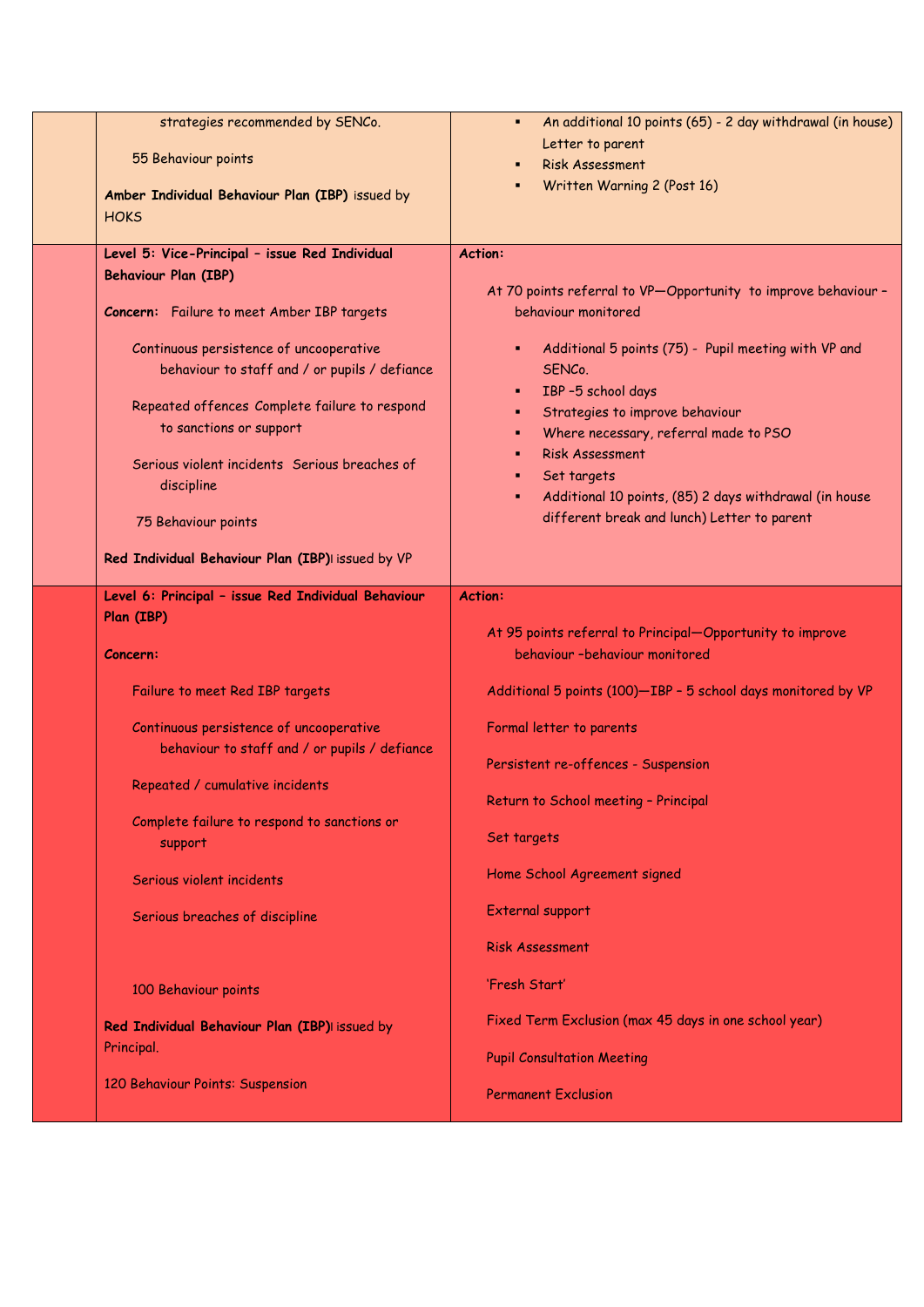| | | |
|---|---|---|
| | strategies recommended by SENCo.<br><br>55 Behaviour points<br><br>**Amber Individual Behaviour Plan (IBP)** issued by HOKS | ▪ An additional 10 points (65) - 2 day withdrawal (in house) Letter to parent<br>▪ Risk Assessment<br>▪ Written Warning 2 (Post 16) |
| | **Level 5: Vice-Principal – issue Red Individual Behaviour Plan (IBP)**<br><br>**Concern:** Failure to meet Amber IBP targets<br><br>Continuous persistence of uncooperative behaviour to staff and / or pupils / defiance<br><br>Repeated offences Complete failure to respond to sanctions or support<br><br>Serious violent incidents Serious breaches of discipline<br><br>75 Behaviour points<br><br>**Red Individual Behaviour Plan (IBP)** issued by VP | **Action:**<br><br>At 70 points referral to VP—Opportunity to improve behaviour – behaviour monitored<br><br>▪ Additional 5 points (75) - Pupil meeting with VP and SENCo.<br>▪ IBP –5 school days<br>▪ Strategies to improve behaviour<br>▪ Where necessary, referral made to PSO<br>▪ Risk Assessment<br>▪ Set targets<br>▪ Additional 10 points, (85) 2 days withdrawal (in house different break and lunch) Letter to parent |
| | **Level 6: Principal – issue Red Individual Behaviour Plan (IBP)**<br><br>**Concern:**<br><br>Failure to meet Red IBP targets<br><br>Continuous persistence of uncooperative behaviour to staff and / or pupils / defiance<br><br>Repeated / cumulative incidents<br><br>Complete failure to respond to sanctions or support<br><br>Serious violent incidents<br><br>Serious breaches of discipline<br><br>100 Behaviour points<br><br>**Red Individual Behaviour Plan (IBP)** issued by Principal.<br><br>120 Behaviour Points: Suspension | **Action:**<br><br>At 95 points referral to Principal—Opportunity to improve behaviour –behaviour monitored<br><br>Additional 5 points (100)—IBP – 5 school days monitored by VP<br><br>Formal letter to parents<br><br>Persistent re-offences - Suspension<br><br>Return to School meeting – Principal<br><br>Set targets<br><br>Home School Agreement signed<br><br>External support<br><br>Risk Assessment<br><br>'Fresh Start'<br><br>Fixed Term Exclusion (max 45 days in one school year)<br><br>Pupil Consultation Meeting<br><br>Permanent Exclusion |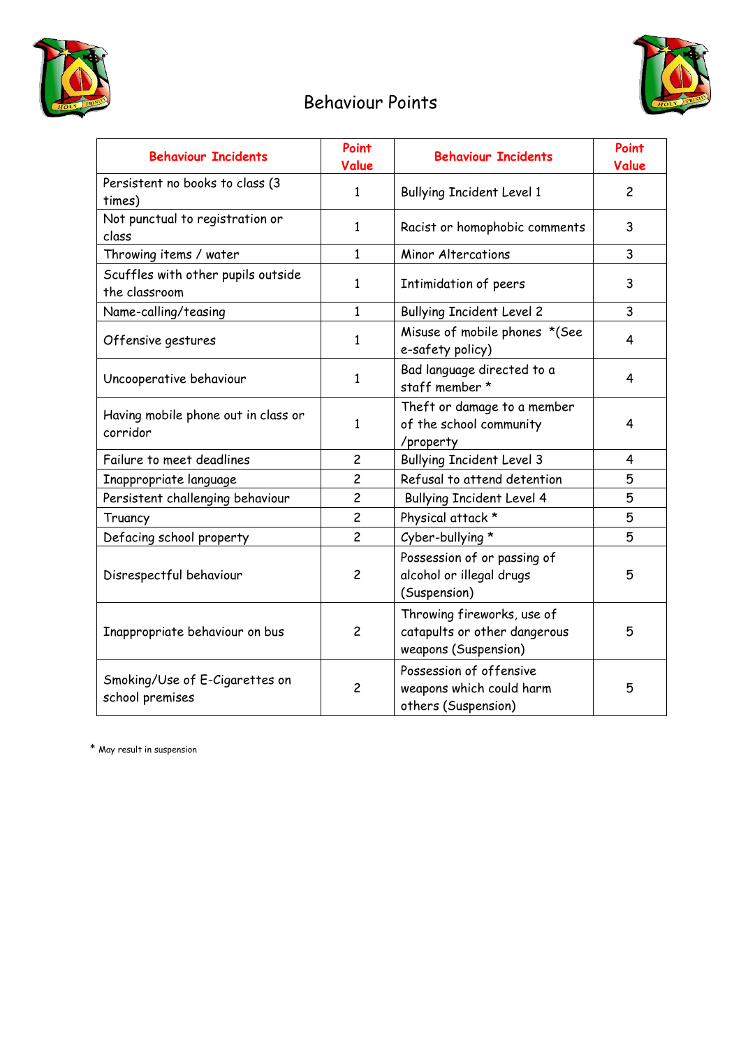# Behaviour Points

| Behaviour Incidents | Point Value | Behaviour Incidents | Point Value |
|---|---|---|---|
| Persistent no books to class (3 times) | 1 | Bullying Incident Level 1 | 2 |
| Not punctual to registration or class | 1 | Racist or homophobic comments | 3 |
| Throwing items / water | 1 | Minor Altercations | 3 |
| Scuffles with other pupils outside the classroom | 1 | Intimidation of peers | 3 |
| Name-calling/teasing | 1 | Bullying Incident Level 2 | 3 |
| Offensive gestures | 1 | Misuse of mobile phones *(See e-safety policy) | 4 |
| Uncooperative behaviour | 1 | Bad language directed to a staff member * | 4 |
| Having mobile phone out in class or corridor | 1 | Theft or damage to a member of the school community /property | 4 |
| Failure to meet deadlines | 2 | Bullying Incident Level 3 | 4 |
| Inappropriate language | 2 | Refusal to attend detention | 5 |
| Persistent challenging behaviour | 2 | Bullying Incident Level 4 | 5 |
| Truancy | 2 | Physical attack * | 5 |
| Defacing school property | 2 | Cyber-bullying * | 5 |
| Disrespectful behaviour | 2 | Possession of or passing of alcohol or illegal drugs (Suspension) | 5 |
| Inappropriate behaviour on bus | 2 | Throwing fireworks, use of catapults or other dangerous weapons (Suspension) | 5 |
| Smoking/Use of E-Cigarettes on school premises | 2 | Possession of offensive weapons which could harm others (Suspension) | 5 |

* May result in suspension